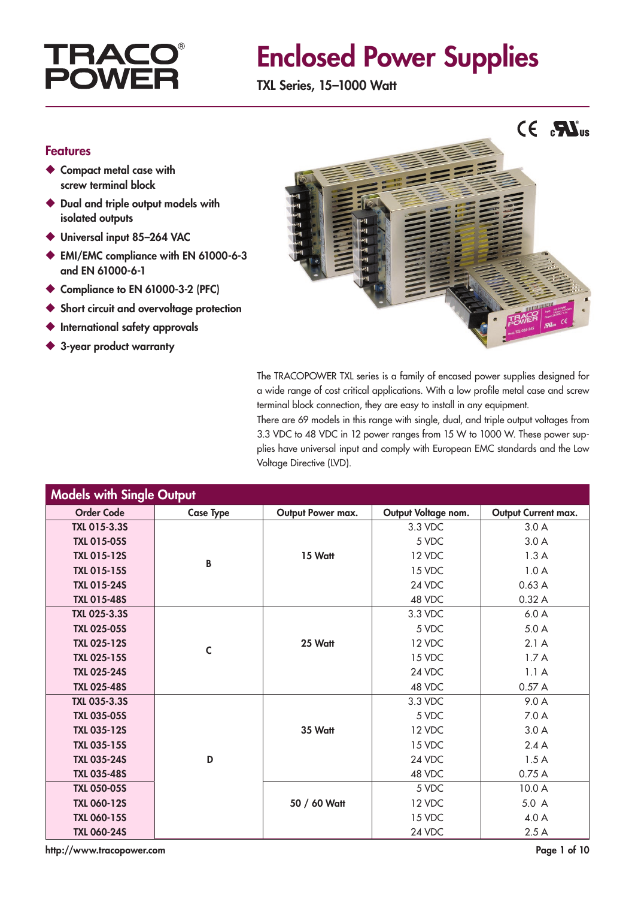# TRACO POWER

# Enclosed Power Supplies

**TXL Series, 15–1000 Watt**

## Features

- Compact metal case with screw terminal block
- Dual and triple output models with isolated outputs
- Universal input 85–264 VAC
- EMI/EMC compliance with EN 61000-6-3 and EN 61000-6-1
- Compliance to EN 61000-3-2 (PFC)
- Short circuit and overvoltage protection
- International safety approvals
- 3-year product warranty

The TRACOPOWER TXL series is a family of encased power supplies designed for a wide range of cost critical applications. With a low profile metal case and screw terminal block connection, they are easy to install in any equipment.

There are 69 models in this range with single, dual, and triple output voltages from 3.3 VDC to 48 VDC in 12 power ranges from 15 W to 1000 W. These power supplies have universal input and comply with European EMC standards and the Low Voltage Directive (LVD).

## Models with Single Output

| Order Code | Case Type | Output Power max. | Output Voltage nom. | Output Current max. |
|---|---|---|---|---|
| TXL 015-3.3S | B | 15 Watt | 3.3 VDC | 3.0 A |
| TXL 015-05S | | | 5 VDC | 3.0 A |
| TXL 015-12S | | | 12 VDC | 1.3 A |
| TXL 015-15S | | | 15 VDC | 1.0 A |
| TXL 015-24S | | | 24 VDC | 0.63 A |
| TXL 015-48S | | | 48 VDC | 0.32 A |
| TXL 025-3.3S | C | 25 Watt | 3.3 VDC | 6.0 A |
| TXL 025-05S | | | 5 VDC | 5.0 A |
| TXL 025-12S | | | 12 VDC | 2.1 A |
| TXL 025-15S | | | 15 VDC | 1.7 A |
| TXL 025-24S | | | 24 VDC | 1.1 A |
| TXL 025-48S | | | 48 VDC | 0.57 A |
| TXL 035-3.3S | D | 35 Watt | 3.3 VDC | 9.0 A |
| TXL 035-05S | | | 5 VDC | 7.0 A |
| TXL 035-12S | | | 12 VDC | 3.0 A |
| TXL 035-15S | | | 15 VDC | 2.4 A |
| TXL 035-24S | | | 24 VDC | 1.5 A |
| TXL 035-48S | | | 48 VDC | 0.75 A |
| TXL 050-05S | | 50 / 60 Watt | 5 VDC | 10.0 A |
| TXL 060-12S | | | 12 VDC | 5.0 A |
| TXL 060-15S | | | 15 VDC | 4.0 A |
| TXL 060-24S | | | 24 VDC | 2.5 A |

http://www.tracopower.com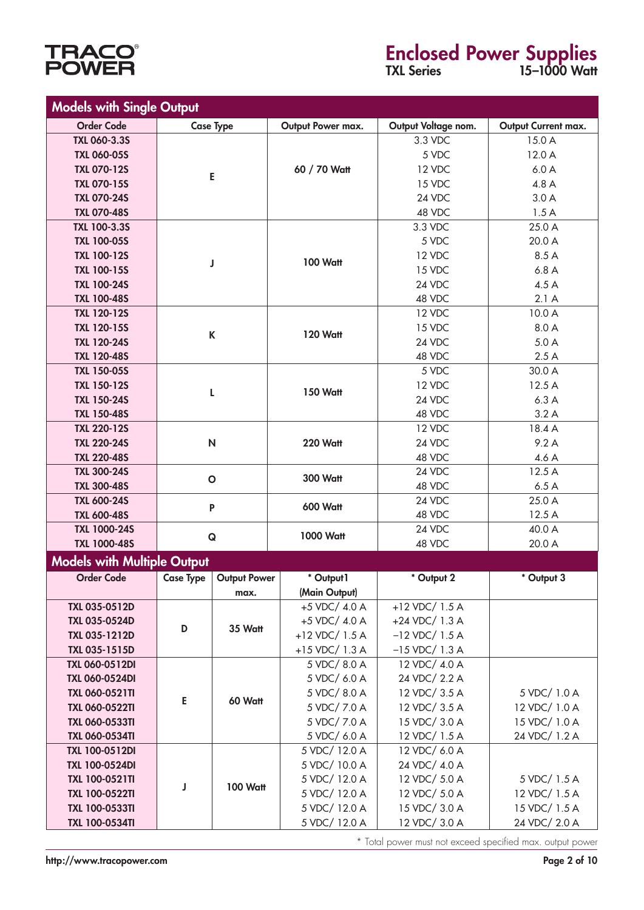# Enclosed Power Supplies

**TXL Series** **15–1000 Watt**

## Models with Single Output

| Order Code | Case Type | Output Power max. | Output Voltage nom. | Output Current max. |
|---|---|---|---|---|
| TXL 060-3.3S | E | 60 / 70 Watt | 3.3 VDC | 15.0 A |
| TXL 060-05S | | | 5 VDC | 12.0 A |
| TXL 070-12S | | | 12 VDC | 6.0 A |
| TXL 070-15S | | | 15 VDC | 4.8 A |
| TXL 070-24S | | | 24 VDC | 3.0 A |
| TXL 070-48S | | | 48 VDC | 1.5 A |
| TXL 100-3.3S | J | 100 Watt | 3.3 VDC | 25.0 A |
| TXL 100-05S | | | 5 VDC | 20.0 A |
| TXL 100-12S | | | 12 VDC | 8.5 A |
| TXL 100-15S | | | 15 VDC | 6.8 A |
| TXL 100-24S | | | 24 VDC | 4.5 A |
| TXL 100-48S | | | 48 VDC | 2.1 A |
| TXL 120-12S | K | 120 Watt | 12 VDC | 10.0 A |
| TXL 120-15S | | | 15 VDC | 8.0 A |
| TXL 120-24S | | | 24 VDC | 5.0 A |
| TXL 120-48S | | | 48 VDC | 2.5 A |
| TXL 150-05S | L | 150 Watt | 5 VDC | 30.0 A |
| TXL 150-12S | | | 12 VDC | 12.5 A |
| TXL 150-24S | | | 24 VDC | 6.3 A |
| TXL 150-48S | | | 48 VDC | 3.2 A |
| TXL 220-12S | N | 220 Watt | 12 VDC | 18.4 A |
| TXL 220-24S | | | 24 VDC | 9.2 A |
| TXL 220-48S | | | 48 VDC | 4.6 A |
| TXL 300-24S | O | 300 Watt | 24 VDC | 12.5 A |
| TXL 300-48S | | | 48 VDC | 6.5 A |
| TXL 600-24S | P | 600 Watt | 24 VDC | 25.0 A |
| TXL 600-48S | | | 48 VDC | 12.5 A |
| TXL 1000-24S | Q | 1000 Watt | 24 VDC | 40.0 A |
| TXL 1000-48S | | | 48 VDC | 20.0 A |

## Models with Multiple Output

| Order Code | Case Type | Output Power max. | * Output1 (Main Output) | * Output 2 | * Output 3 |
|---|---|---|---|---|---|
| TXL 035-0512D | D | 35 Watt | +5 VDC/ 4.0 A | +12 VDC/ 1.5 A | |
| TXL 035-0524D | | | +5 VDC/ 4.0 A | +24 VDC/ 1.3 A | |
| TXL 035-1212D | | | +12 VDC/ 1.5 A | −12 VDC/ 1.5 A | |
| TXL 035-1515D | | | +15 VDC/ 1.3 A | −15 VDC/ 1.3 A | |
| TXL 060-0512DI | E | 60 Watt | 5 VDC/ 8.0 A | 12 VDC/ 4.0 A | |
| TXL 060-0524DI | | | 5 VDC/ 6.0 A | 24 VDC/ 2.2 A | |
| TXL 060-0521TI | | | 5 VDC/ 8.0 A | 12 VDC/ 3.5 A | 5 VDC/ 1.0 A |
| TXL 060-0522TI | | | 5 VDC/ 7.0 A | 12 VDC/ 3.5 A | 12 VDC/ 1.0 A |
| TXL 060-0533TI | | | 5 VDC/ 7.0 A | 15 VDC/ 3.0 A | 15 VDC/ 1.0 A |
| TXL 060-0534TI | | | 5 VDC/ 6.0 A | 12 VDC/ 1.5 A | 24 VDC/ 1.2 A |
| TXL 100-0512DI | J | 100 Watt | 5 VDC/ 12.0 A | 12 VDC/ 6.0 A | |
| TXL 100-0524DI | | | 5 VDC/ 10.0 A | 24 VDC/ 4.0 A | |
| TXL 100-0521TI | | | 5 VDC/ 12.0 A | 12 VDC/ 5.0 A | 5 VDC/ 1.5 A |
| TXL 100-0522TI | | | 5 VDC/ 12.0 A | 12 VDC/ 5.0 A | 12 VDC/ 1.5 A |
| TXL 100-0533TI | | | 5 VDC/ 12.0 A | 15 VDC/ 3.0 A | 15 VDC/ 1.5 A |
| TXL 100-0534TI | | | 5 VDC/ 12.0 A | 12 VDC/ 3.0 A | 24 VDC/ 2.0 A |

* Total power must not exceed specified max. output power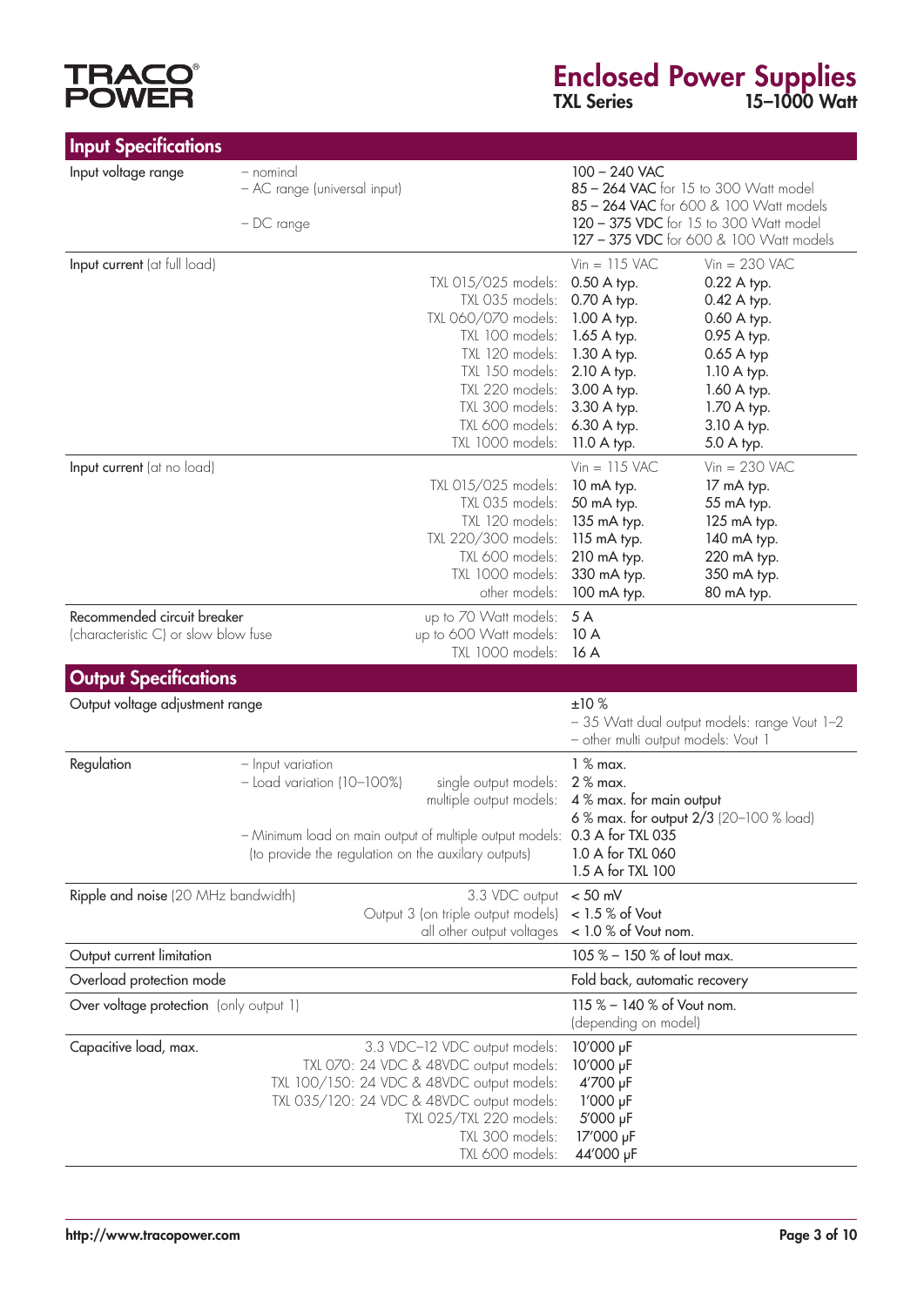## Input Specifications

| Parameter | | | | |
|---|---|---|---|---|
| Input voltage range | – nominal | | 100 – 240 VAC | |
| | – AC range (universal input) | | **85 – 264 VAC** for 15 to 300 Watt model<br>**85 – 264 VAC** for 600 & 100 Watt models | |
| | – DC range | | **120 – 375 VDC** for 15 to 300 Watt model<br>**127 – 375 VDC** for 600 & 100 Watt models | |
| **Input current** (at full load) | | | Vin = 115 VAC | Vin = 230 VAC |
| | | TXL 015/025 models: | 0.50 A typ. | 0.22 A typ. |
| | | TXL 035 models: | 0.70 A typ. | 0.42 A typ. |
| | | TXL 060/070 models: | 1.00 A typ. | 0.60 A typ. |
| | | TXL 100 models: | 1.65 A typ. | 0.95 A typ. |
| | | TXL 120 models: | 1.30 A typ. | 0.65 A typ |
| | | TXL 150 models: | 2.10 A typ. | 1.10 A typ. |
| | | TXL 220 models: | 3.00 A typ. | 1.60 A typ. |
| | | TXL 300 models: | 3.30 A typ. | 1.70 A typ. |
| | | TXL 600 models: | 6.30 A typ. | 3.10 A typ. |
| | | TXL 1000 models: | 11.0 A typ. | 5.0 A typ. |
| **Input current** (at no load) | | | Vin = 115 VAC | Vin = 230 VAC |
| | | TXL 015/025 models: | 10 mA typ. | 17 mA typ. |
| | | TXL 035 models: | 50 mA typ. | 55 mA typ. |
| | | TXL 120 models: | 135 mA typ. | 125 mA typ. |
| | | TXL 220/300 models: | 115 mA typ. | 140 mA typ. |
| | | TXL 600 models: | 210 mA typ. | 220 mA typ. |
| | | TXL 1000 models: | 330 mA typ. | 350 mA typ. |
| | | other models: | 100 mA typ. | 80 mA typ. |
| Recommended circuit breaker<br>(characteristic C) or slow blow fuse | | up to 70 Watt models: | 5 A | |
| | | up to 600 Watt models: | 10 A | |
| | | TXL 1000 models: | 16 A | |

## Output Specifications

| Parameter | | | |
|---|---|---|---|
| Output voltage adjustment range | | | ±10 %<br>– 35 Watt dual output models: range Vout 1–2<br>– other multi output models: Vout 1 |
| Regulation | – Input variation | | 1 % max. |
| | – Load variation (10–100%) | single output models: | 2 % max. |
| | | multiple output models: | 4 % max. for main output<br>6 % max. for output 2/3 (20–100 % load) |
| | – Minimum load on main output of multiple output models:<br>(to provide the regulation on the auxilary outputs) | | 0.3 A for TXL 035<br>1.0 A for TXL 060<br>1.5 A for TXL 100 |
| **Ripple and noise** (20 MHz bandwidth) | | 3.3 VDC output | < 50 mV |
| | | Output 3 (on triple output models) | < 1.5 % of Vout |
| | | all other output voltages | < 1.0 % of Vout nom. |
| Output current limitation | | | 105 % – 150 % of Iout max. |
| Overload protection mode | | | Fold back, automatic recovery |
| **Over voltage protection** (only output 1) | | | 115 % – 140 % of Vout nom.<br>(depending on model) |
| Capacitive load, max. | | 3.3 VDC–12 VDC output models: | 10'000 µF |
| | | TXL 070: 24 VDC & 48VDC output models: | 10'000 µF |
| | | TXL 100/150: 24 VDC & 48VDC output models: | 4'700 µF |
| | | TXL 035/120: 24 VDC & 48VDC output models: | 1'000 µF |
| | | TXL 025/TXL 220 models: | 5'000 µF |
| | | TXL 300 models: | 17'000 µF |
| | | TXL 600 models: | 44'000 µF |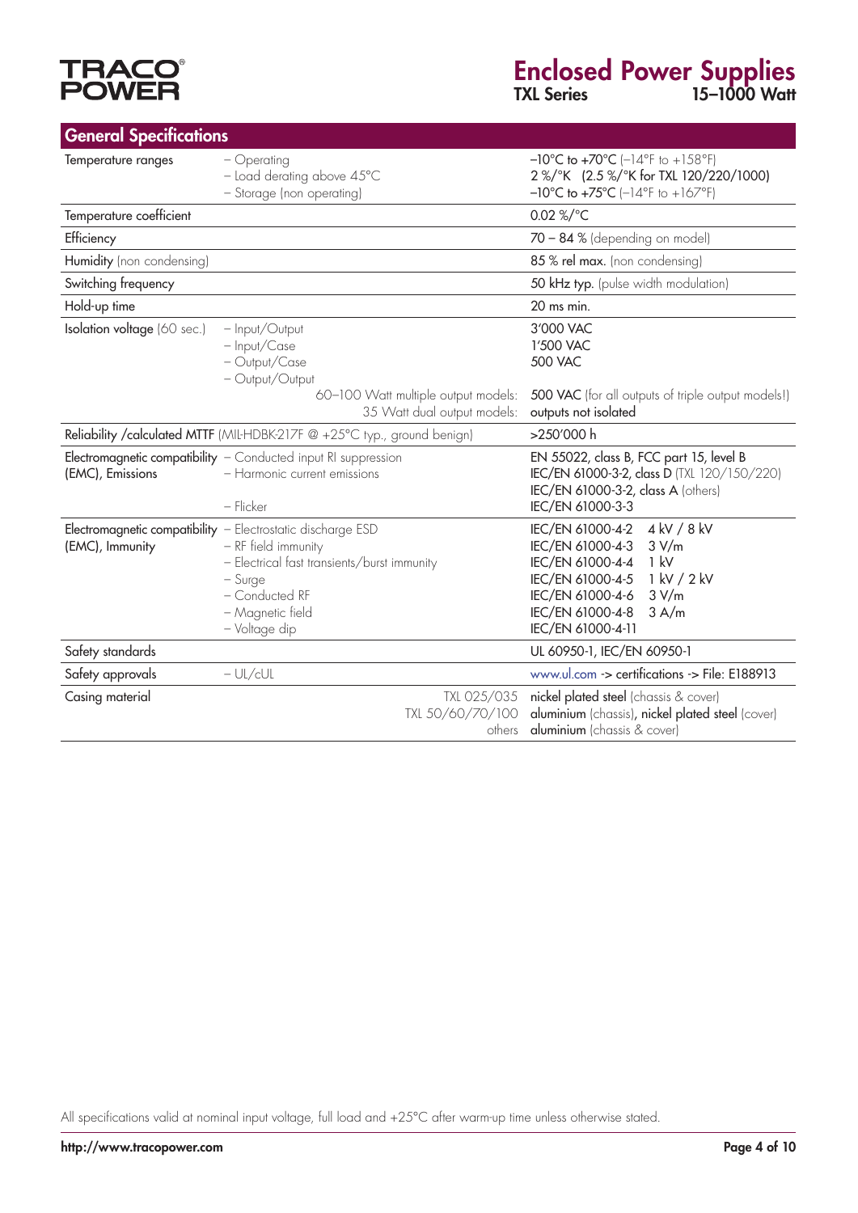## General Specifications

| | | |
|---|---|---|
| Temperature ranges | – Operating<br>– Load derating above 45°C<br>– Storage (non operating) | –10°C to +70°C (–14°F to +158°F)<br>2 %/°K (2.5 %/°K for TXL 120/220/1000)<br>–10°C to +75°C (–14°F to +167°F) |
| Temperature coefficient | | 0.02 %/°C |
| Efficiency | | 70 – 84 % (depending on model) |
| Humidity (non condensing) | | 85 % rel max. (non condensing) |
| Switching frequency | | 50 kHz typ. (pulse width modulation) |
| Hold-up time | | 20 ms min. |
| Isolation voltage (60 sec.) | – Input/Output<br>– Input/Case<br>– Output/Case<br>– Output/Output<br>60–100 Watt multiple output models:<br>35 Watt dual output models: | 3'000 VAC<br>1'500 VAC<br>500 VAC<br><br>500 VAC (for all outputs of triple output models!)<br>outputs not isolated |
| Reliability /calculated MTTF (MIL-HDBK-217F @ +25°C typ., ground benign) | | >250'000 h |
| Electromagnetic compatibility (EMC), Emissions | – Conducted input RI suppression<br>– Harmonic current emissions<br><br>– Flicker | EN 55022, class B, FCC part 15, level B<br>IEC/EN 61000-3-2, class D (TXL 120/150/220)<br>IEC/EN 61000-3-2, class A (others)<br>IEC/EN 61000-3-3 |
| Electromagnetic compatibility (EMC), Immunity | – Electrostatic discharge ESD<br>– RF field immunity<br>– Electrical fast transients/burst immunity<br>– Surge<br>– Conducted RF<br>– Magnetic field<br>– Voltage dip | IEC/EN 61000-4-2 4 kV / 8 kV<br>IEC/EN 61000-4-3 3 V/m<br>IEC/EN 61000-4-4 1 kV<br>IEC/EN 61000-4-5 1 kV / 2 kV<br>IEC/EN 61000-4-6 3 V/m<br>IEC/EN 61000-4-8 3 A/m<br>IEC/EN 61000-4-11 |
| Safety standards | | UL 60950-1, IEC/EN 60950-1 |
| Safety approvals | – UL/cUL | www.ul.com -> certifications -> File: E188913 |
| Casing material | TXL 025/035<br>TXL 50/60/70/100<br>others | nickel plated steel (chassis & cover)<br>aluminium (chassis), nickel plated steel (cover)<br>aluminium (chassis & cover) |

All specifications valid at nominal input voltage, full load and +25°C after warm-up time unless otherwise stated.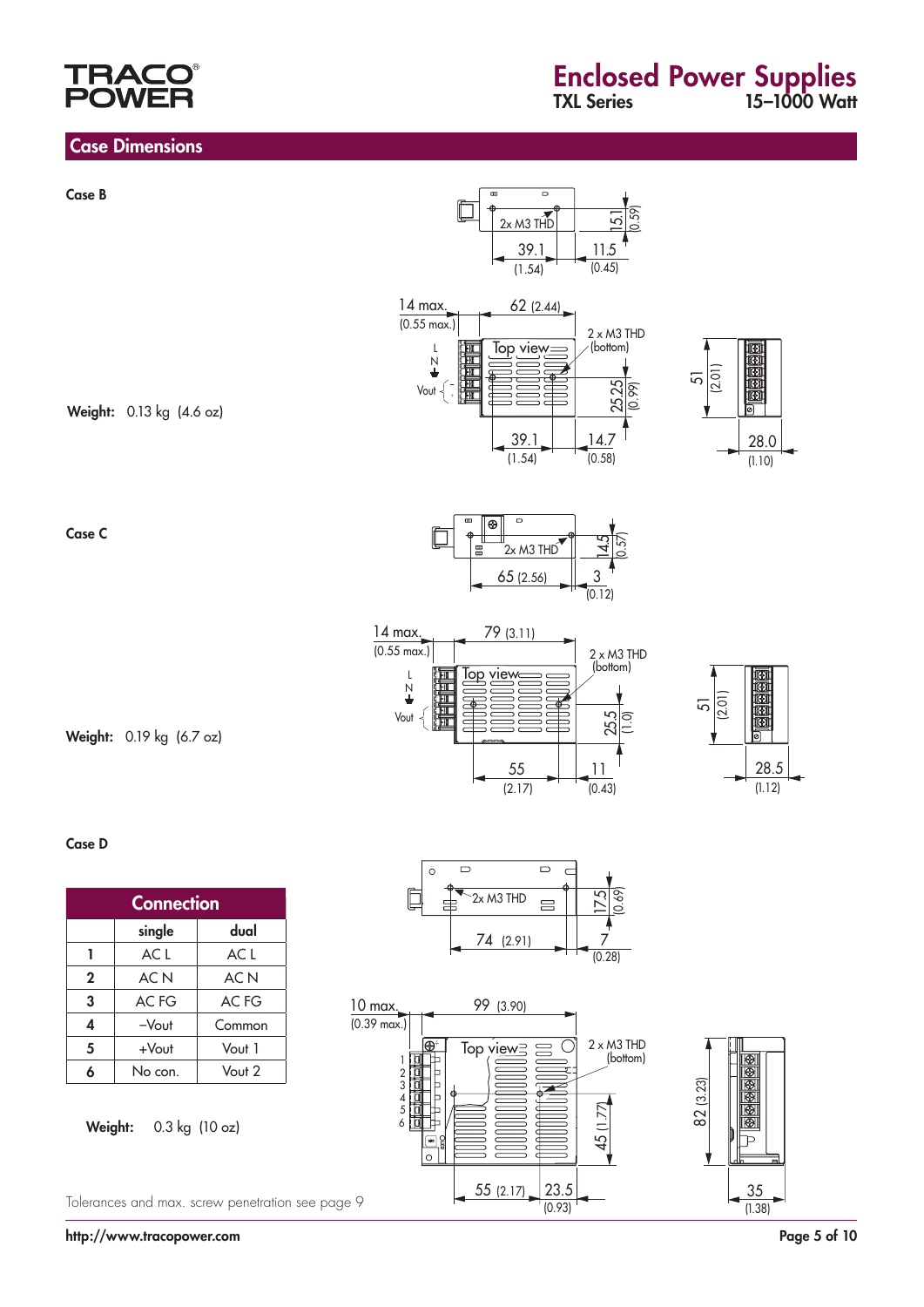## Case Dimensions

### Case B

Weight: 0.13 kg (4.6 oz)

### Case C

Weight: 0.19 kg (6.7 oz)

### Case D

| Connection | | |
|---|---|---|
| | single | dual |
| 1 | AC L | AC L |
| 2 | AC N | AC N |
| 3 | AC FG | AC FG |
| 4 | –Vout | Common |
| 5 | +Vout | Vout 1 |
| 6 | No con. | Vout 2 |

Weight: 0.3 kg (10 oz)

Tolerances and max. screw penetration see page 9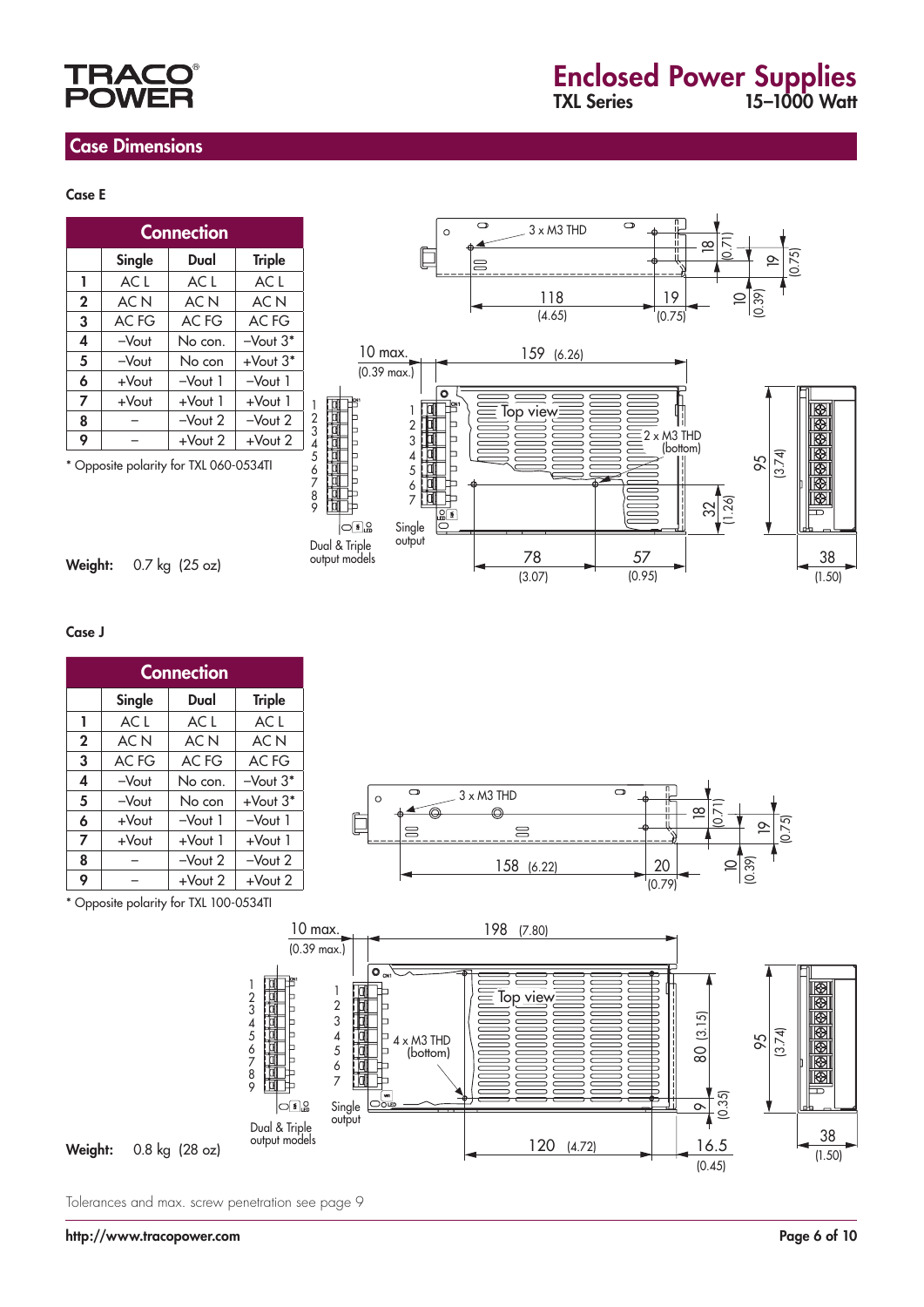## Case Dimensions

### Case E

| Connection | | | |
|---|---|---|---|
| | Single | Dual | Triple |
| 1 | AC L | AC L | AC L |
| 2 | AC N | AC N | AC N |
| 3 | AC FG | AC FG | AC FG |
| 4 | –Vout | No con. | –Vout 3* |
| 5 | –Vout | No con | +Vout 3* |
| 6 | +Vout | –Vout 1 | –Vout 1 |
| 7 | +Vout | +Vout 1 | +Vout 1 |
| 8 | – | –Vout 2 | –Vout 2 |
| 9 | – | +Vout 2 | +Vout 2 |

* Opposite polarity for TXL 060-0534TI

**Weight:** 0.7 kg (25 oz)

### Case J

| Connection | | | |
|---|---|---|---|
| | Single | Dual | Triple |
| 1 | AC L | AC L | AC L |
| 2 | AC N | AC N | AC N |
| 3 | AC FG | AC FG | AC FG |
| 4 | –Vout | No con. | –Vout 3* |
| 5 | –Vout | No con | +Vout 3* |
| 6 | +Vout | –Vout 1 | –Vout 1 |
| 7 | +Vout | +Vout 1 | +Vout 1 |
| 8 | – | –Vout 2 | –Vout 2 |
| 9 | – | +Vout 2 | +Vout 2 |

* Opposite polarity for TXL 100-0534TI

**Weight:** 0.8 kg (28 oz)

Tolerances and max. screw penetration see page 9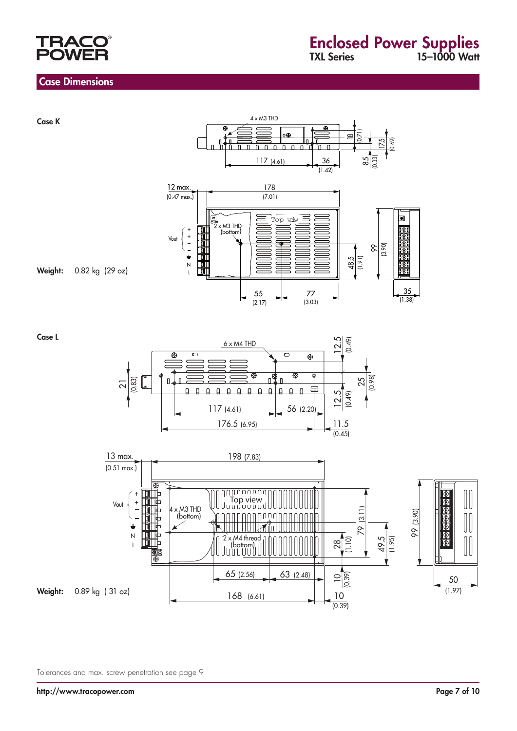## Case Dimensions

**Case K**

4 x M3 THD

18 (0.71)

17.5 (0.69)

117 (4.61)

36 (1.42)

8.5 (0.33)

12 max. (0.47 max.)

178 (7.01)

Top view

2 x M3 THD (bottom)

Vout

48.5 (1.91)

99 (3.90)

55 (2.17)

77 (3.03)

35 (1.38)

**Weight:** 0.82 kg (29 oz)

**Case L**

6 x M4 THD

12.5 (0.49)

21 (0.83)

25 (0.98)

12.5 (0.49)

117 (4.61)

56 (2.20)

176.5 (6.95)

11.5 (0.45)

13 max. (0.51 max.)

198 (7.83)

Top view

4 x M3 THD (bottom)

2 x M4 thread (bottom)

Vout

79 (3.11)

28 (1.10)

49.5 (1.95)

99 (3.90)

65 (2.56)

63 (2.48)

10 (0.39)

168 (6.61)

10 (0.39)

50 (1.97)

**Weight:** 0.89 kg (31 oz)

Tolerances and max. screw penetration see page 9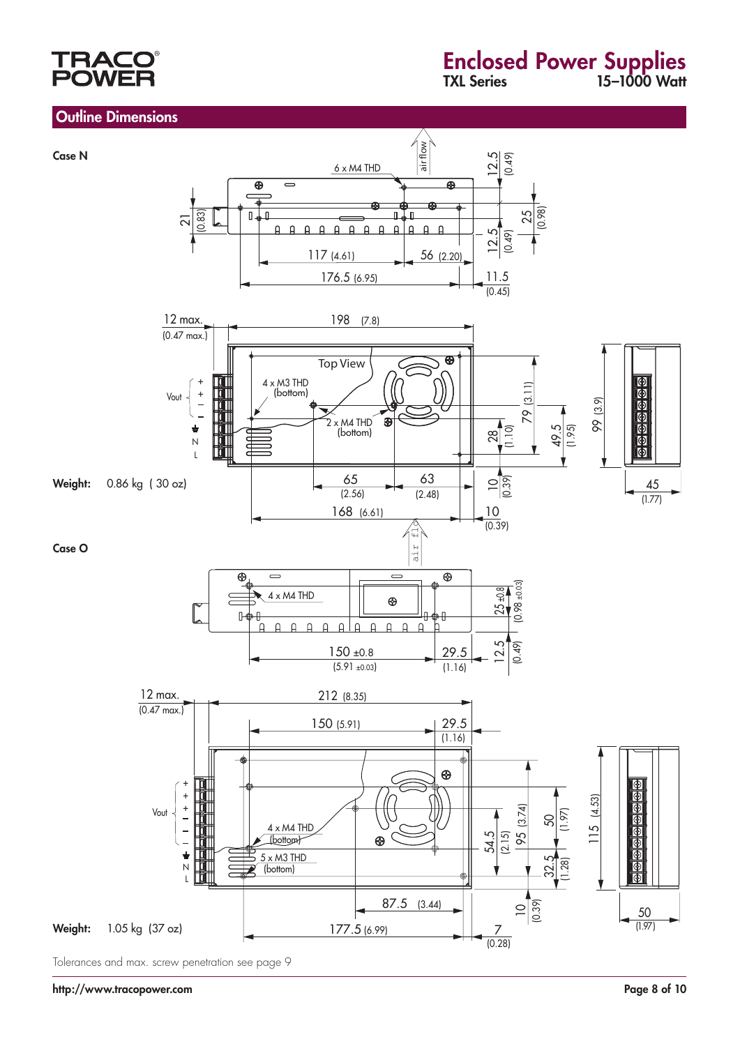## Outline Dimensions

### Case N

6 x M4 THD

air flow

12.5 (0.49)

25 (0.98)

12.5 (0.49)

21 (0.83)

117 (4.61)

56 (2.20)

176.5 (6.95)

11.5 (0.45)

12 max. (0.47 max.)

198 (7.8)

Top View

4 x M3 THD (bottom)

2 x M4 THD (bottom)

Vout + + – –

N

L

79 (3.11)

28 (1.10)

49.5 (1.95)

99 (3.9)

65 (2.56)

63 (2.48)

10 (0.39)

168 (6.61)

10 (0.39)

45 (1.77)

**Weight:** 0.86 kg ( 30 oz)

### Case O

air flow

4 x M4 THD

25 ±0.8 (0.98 ±0.03)

150 ±0.8 (5.91 ±0.03)

29.5 (1.16)

12.5 (0.49)

12 max. (0.47 max.)

212 (8.35)

150 (5.91)

29.5 (1.16)

Vout + + + – – –

N

L

4 x M4 THD (bottom)

5 x M3 THD (bottom)

54.5 (2.15)

95 (3.74)

50 (1.97)

32.5 (1.28)

115 (4.53)

87.5 (3.44)

10 (0.39)

177.5 (6.99)

7 (0.28)

50 (1.97)

**Weight:** 1.05 kg (37 oz)

Tolerances and max. screw penetration see page 9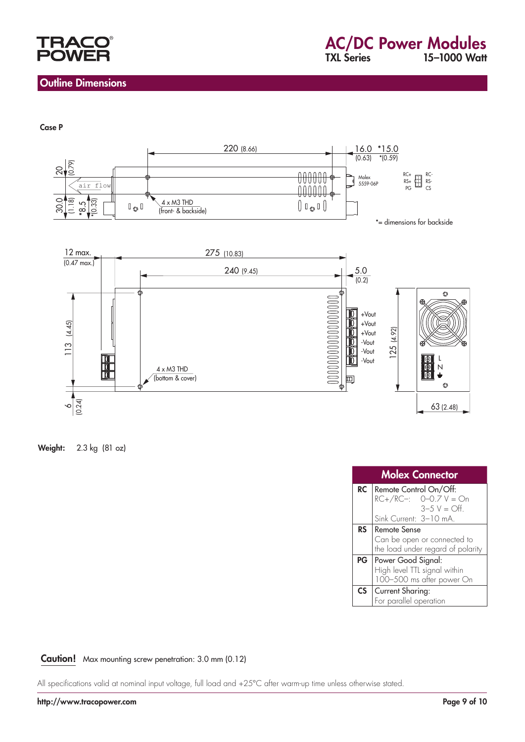## Outline Dimensions

**Case P**

220 (8.66)
16.0 (0.63) *15.0 *(0.59)
20 (0.79)
air flow
30.0 (1.18)
*8.5 *(0.33)
4 x M3 THD (front- & backside)
Molex 5559-06P
RC+ RS+ PG RC- RS- CS
*= dimensions for backside

12 max. (0.47 max.)
275 (10.83)
240 (9.45)
5.0 (0.2)
113 (4.45)
6 (0.24)
4 x M3 THD (bottom & cover)
+Vout
+Vout
+Vout
-Vout
-Vout
-Vout
125 (4.92)
L
N
63 (2.48)

**Weight:** 2.3 kg (81 oz)

| Molex Connector | |
|---|---|
| **RC** | Remote Control On/Off:<br>RC+/RC–: 0–0.7 V = On<br>3–5 V = Off.<br>Sink Current: 3–10 mA. |
| **RS** | Remote Sense<br>Can be open or connected to the load under regard of polarity |
| **PG** | Power Good Signal:<br>High level TTL signal within 100–500 ms after power On |
| **CS** | Current Sharing:<br>For parallel operation |

**Caution!** Max mounting screw penetration: 3.0 mm (0.12)

All specifications valid at nominal input voltage, full load and +25°C after warm-up time unless otherwise stated.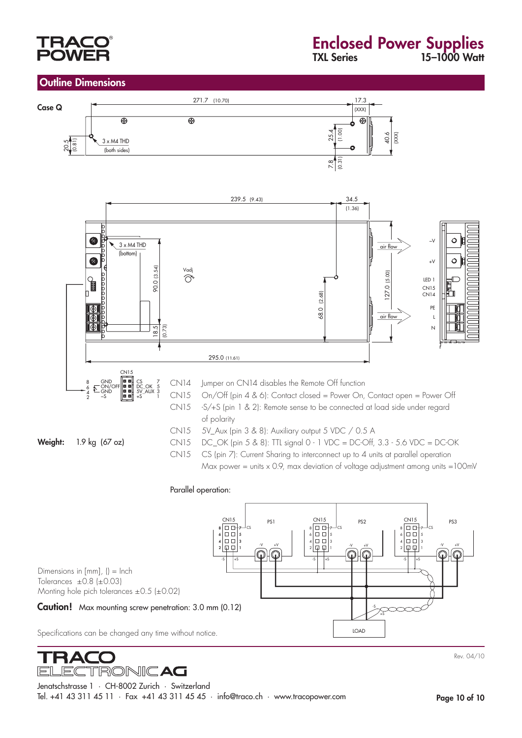## Outline Dimensions

**Case Q**

271.7 (10.70)
17.3
(XXX)
25.4
(1.00)
40.6
(XXX)
20.5
(0.81)
3 x M4 THD
(both sides)
7.8
(0.31)

239.5 (9.43)
34.5
(1.36)
3 x M4 THD
(bottom)
90.0 (3.54)
Vadj
air flow
127.0 (5.00)
68.0 (2.68)
air flow
18.5
(0.73)
295.0 (11.61)

–V
+V
LED 1
CN15
CN14
PE
L
N

CN15
8 GND
6 ON/OFF
4 GND
2 –S
CS 7
DC_OK 5
5V_AUX 3
+S 1

CN14 Jumper on CN14 disables the Remote Off function

CN15 On/Off (pin 4 & 6): Contact closed = Power On, Contact open = Power Off

CN15 -S/+S (pin 1 & 2): Remote sense to be connected at load side under regard of polarity

CN15 5V_Aux (pin 3 & 8): Auxiliary output 5 VDC / 0.5 A

CN15 DC_OK (pin 5 & 8): TTL signal 0 - 1 VDC = DC-Off, 3.3 - 5.6 VDC = DC-OK

CN15 CS (pin 7): Current Sharing to interconnect up to 4 units at parallel operation
Max power = units x 0.9, max deviation of voltage adjustment among units =100mV

**Weight:** 1.9 kg (67 oz)

Parallel operation:

CN15
PS1
CN15
PS2
CN15
PS3
-V
+V
-S
+S
LOAD

Dimensions in [mm], () = Inch
Tolerances ±0.8 (±0.03)
Monting hole pich tolerances ±0.5 (±0.02)

**Caution!** Max mounting screw penetration: 3.0 mm (0.12)

Specifications can be changed any time without notice.

Jenatschstrasse 1 · CH-8002 Zurich · Switzerland
Tel. +41 43 311 45 11 · Fax +41 43 311 45 45 · info@traco.ch · www.tracopower.com

Rev. 04/10